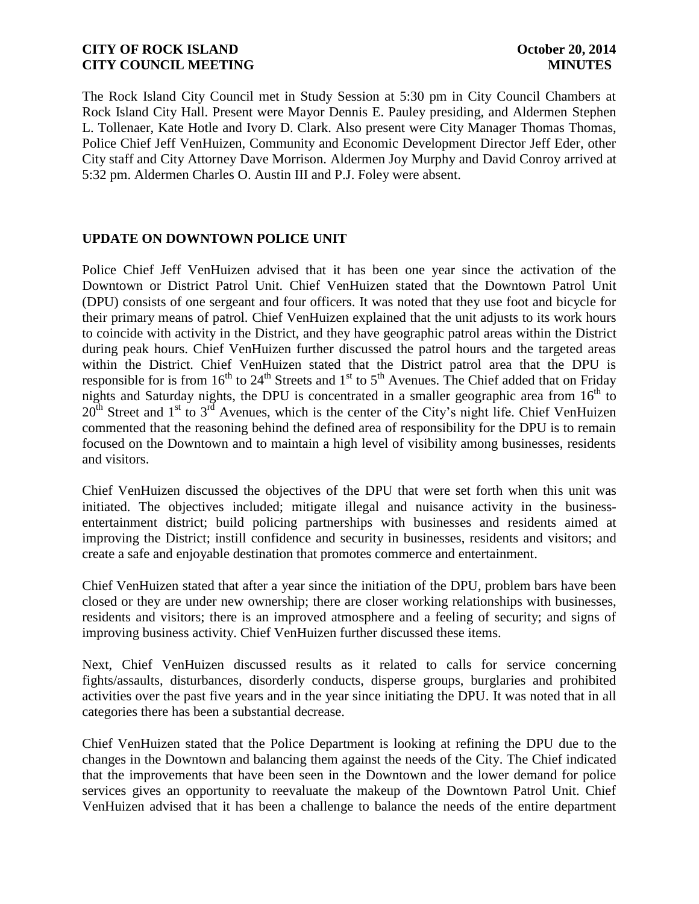The Rock Island City Council met in Study Session at 5:30 pm in City Council Chambers at Rock Island City Hall. Present were Mayor Dennis E. Pauley presiding, and Aldermen Stephen L. Tollenaer, Kate Hotle and Ivory D. Clark. Also present were City Manager Thomas Thomas, Police Chief Jeff VenHuizen, Community and Economic Development Director Jeff Eder, other City staff and City Attorney Dave Morrison. Aldermen Joy Murphy and David Conroy arrived at 5:32 pm. Aldermen Charles O. Austin III and P.J. Foley were absent.

## UPDATE ON DOWNTOWN POLICE UNIT

Police Chief Jeff VenHuizen advised that it has been one year since the activation of the Downtown or District Patrol Unit. Chief VenHuizen stated that the Downtown Patrol Unit (DPU) consists of one sergeant and four officers. It was noted that they use foot and bicycle for their primary means of patrol. Chief VenHuizen explained that the unit adjusts to its work hours to coincide with activity in the District, and they have geographic patrol areas within the District during peak hours. Chief VenHuizen further discussed the patrol hours and the targeted areas within the District. Chief VenHuizen stated that the District patrol area that the DPU is responsible for is from 16th to 24th Streets and 1st to 5th Avenues. The Chief added that on Friday nights and Saturday nights, the DPU is concentrated in a smaller geographic area from 16th to 20th Street and 1st to 3rd Avenues, which is the center of the City's night life. Chief VenHuizen commented that the reasoning behind the defined area of responsibility for the DPU is to remain focused on the Downtown and to maintain a high level of visibility among businesses, residents and visitors.

Chief VenHuizen discussed the objectives of the DPU that were set forth when this unit was initiated. The objectives included; mitigate illegal and nuisance activity in the business-entertainment district; build policing partnerships with businesses and residents aimed at improving the District; instill confidence and security in businesses, residents and visitors; and create a safe and enjoyable destination that promotes commerce and entertainment.

Chief VenHuizen stated that after a year since the initiation of the DPU, problem bars have been closed or they are under new ownership; there are closer working relationships with businesses, residents and visitors; there is an improved atmosphere and a feeling of security; and signs of improving business activity. Chief VenHuizen further discussed these items.

Next, Chief VenHuizen discussed results as it related to calls for service concerning fights/assaults, disturbances, disorderly conducts, disperse groups, burglaries and prohibited activities over the past five years and in the year since initiating the DPU. It was noted that in all categories there has been a substantial decrease.

Chief VenHuizen stated that the Police Department is looking at refining the DPU due to the changes in the Downtown and balancing them against the needs of the City. The Chief indicated that the improvements that have been seen in the Downtown and the lower demand for police services gives an opportunity to reevaluate the makeup of the Downtown Patrol Unit. Chief VenHuizen advised that it has been a challenge to balance the needs of the entire department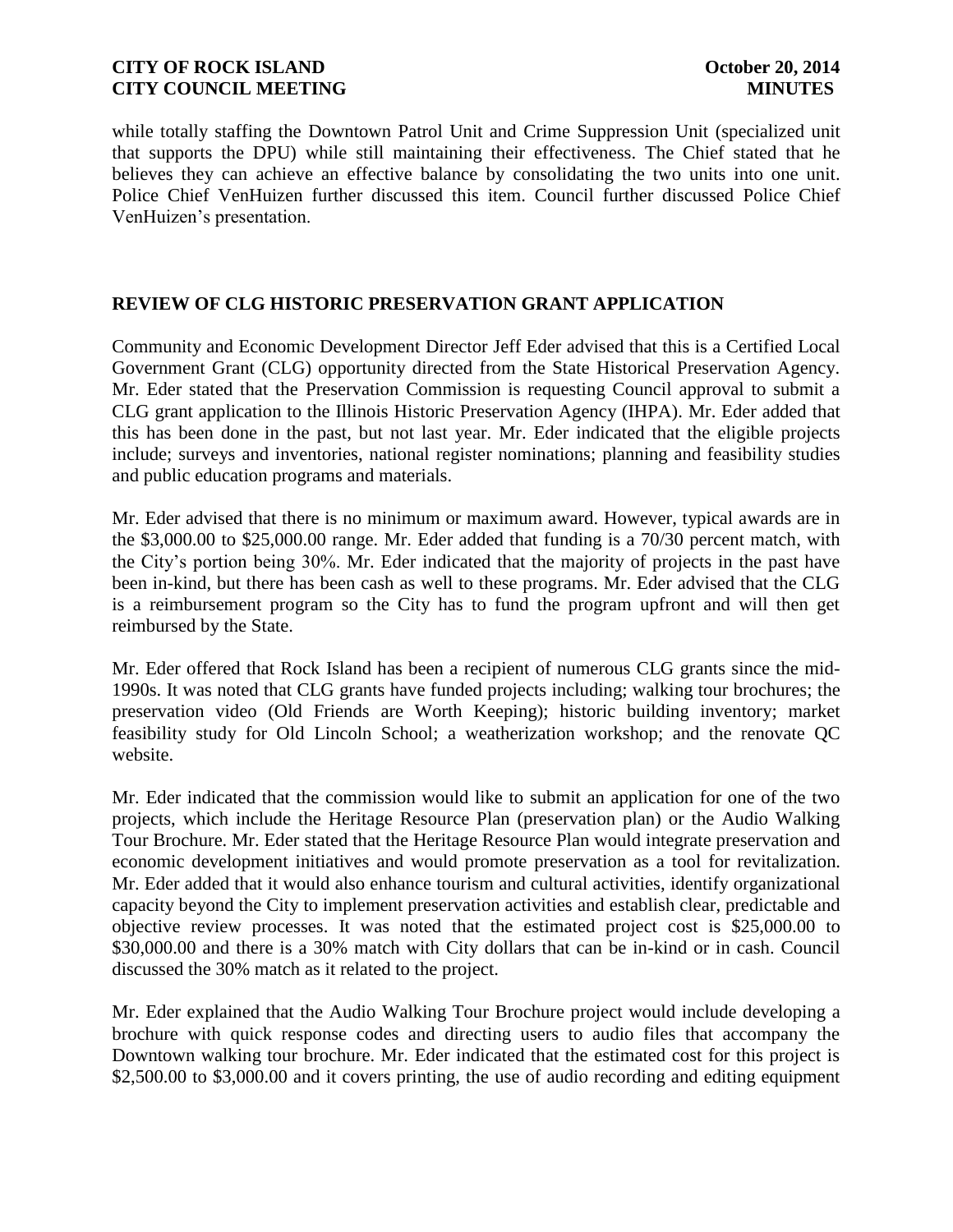while totally staffing the Downtown Patrol Unit and Crime Suppression Unit (specialized unit that supports the DPU) while still maintaining their effectiveness. The Chief stated that he believes they can achieve an effective balance by consolidating the two units into one unit. Police Chief VenHuizen further discussed this item. Council further discussed Police Chief VenHuizen's presentation.

## REVIEW OF CLG HISTORIC PRESERVATION GRANT APPLICATION

Community and Economic Development Director Jeff Eder advised that this is a Certified Local Government Grant (CLG) opportunity directed from the State Historical Preservation Agency. Mr. Eder stated that the Preservation Commission is requesting Council approval to submit a CLG grant application to the Illinois Historic Preservation Agency (IHPA). Mr. Eder added that this has been done in the past, but not last year. Mr. Eder indicated that the eligible projects include; surveys and inventories, national register nominations; planning and feasibility studies and public education programs and materials.

Mr. Eder advised that there is no minimum or maximum award. However, typical awards are in the $3,000.00 to $25,000.00 range. Mr. Eder added that funding is a 70/30 percent match, with the City's portion being 30%. Mr. Eder indicated that the majority of projects in the past have been in-kind, but there has been cash as well to these programs. Mr. Eder advised that the CLG is a reimbursement program so the City has to fund the program upfront and will then get reimbursed by the State.

Mr. Eder offered that Rock Island has been a recipient of numerous CLG grants since the mid-1990s. It was noted that CLG grants have funded projects including; walking tour brochures; the preservation video (Old Friends are Worth Keeping); historic building inventory; market feasibility study for Old Lincoln School; a weatherization workshop; and the renovate QC website.

Mr. Eder indicated that the commission would like to submit an application for one of the two projects, which include the Heritage Resource Plan (preservation plan) or the Audio Walking Tour Brochure. Mr. Eder stated that the Heritage Resource Plan would integrate preservation and economic development initiatives and would promote preservation as a tool for revitalization. Mr. Eder added that it would also enhance tourism and cultural activities, identify organizational capacity beyond the City to implement preservation activities and establish clear, predictable and objective review processes. It was noted that the estimated project cost is $25,000.00 to $30,000.00 and there is a 30% match with City dollars that can be in-kind or in cash. Council discussed the 30% match as it related to the project.

Mr. Eder explained that the Audio Walking Tour Brochure project would include developing a brochure with quick response codes and directing users to audio files that accompany the Downtown walking tour brochure. Mr. Eder indicated that the estimated cost for this project is $2,500.00 to $3,000.00 and it covers printing, the use of audio recording and editing equipment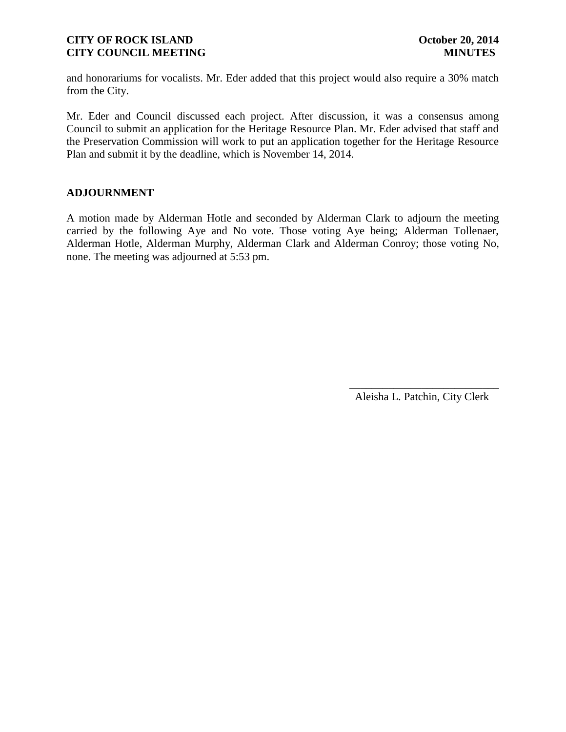and honorariums for vocalists. Mr. Eder added that this project would also require a 30% match from the City.

Mr. Eder and Council discussed each project. After discussion, it was a consensus among Council to submit an application for the Heritage Resource Plan. Mr. Eder advised that staff and the Preservation Commission will work to put an application together for the Heritage Resource Plan and submit it by the deadline, which is November 14, 2014.

## ADJOURNMENT

A motion made by Alderman Hotle and seconded by Alderman Clark to adjourn the meeting carried by the following Aye and No vote. Those voting Aye being; Alderman Tollenaer, Alderman Hotle, Alderman Murphy, Alderman Clark and Alderman Conroy; those voting No, none. The meeting was adjourned at 5:53 pm.

\_\_\_\_\_\_\_\_\_\_\_\_\_\_\_\_\_\_\_\_\_\_\_\_\_\_\_

Aleisha L. Patchin, City Clerk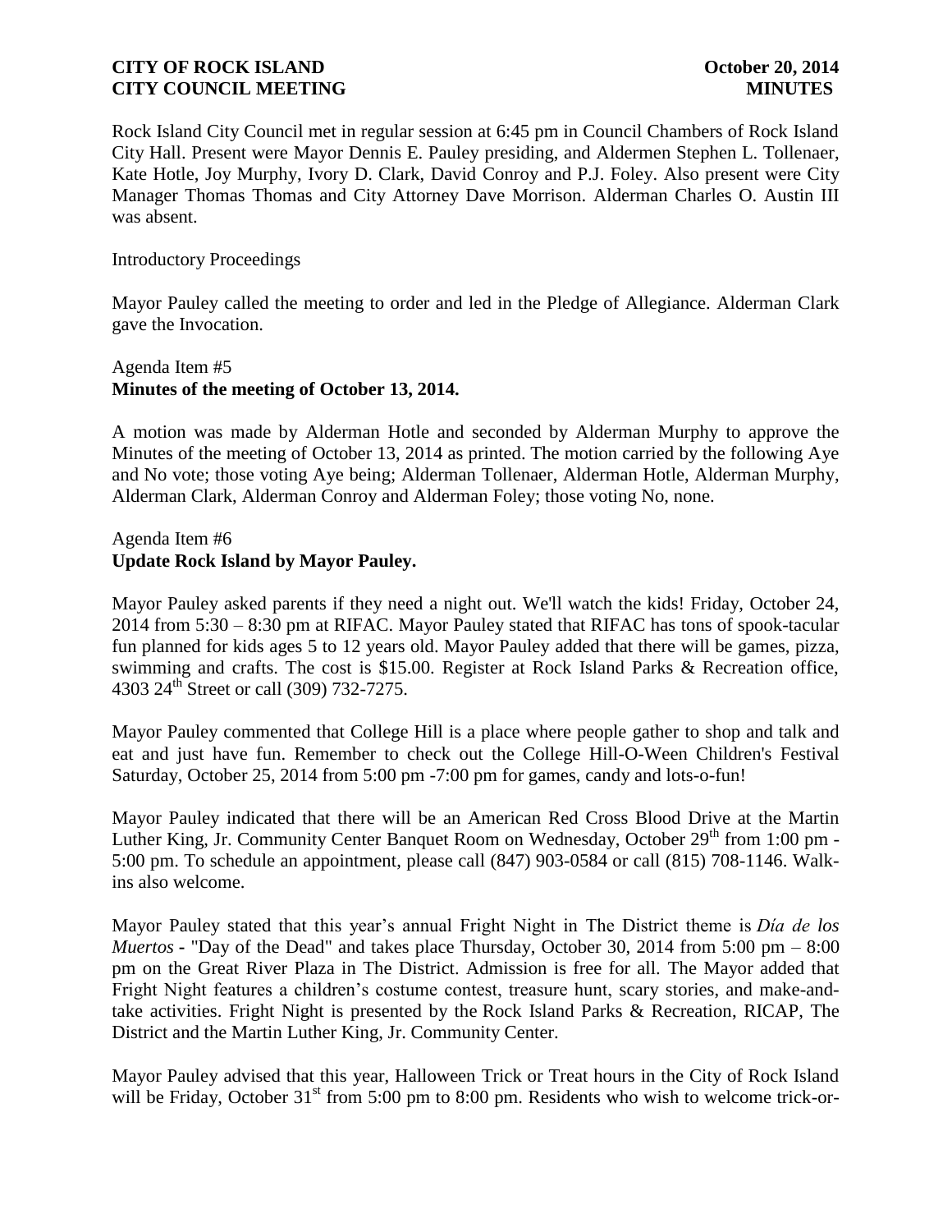Rock Island City Council met in regular session at 6:45 pm in Council Chambers of Rock Island City Hall. Present were Mayor Dennis E. Pauley presiding, and Aldermen Stephen L. Tollenaer, Kate Hotle, Joy Murphy, Ivory D. Clark, David Conroy and P.J. Foley. Also present were City Manager Thomas Thomas and City Attorney Dave Morrison. Alderman Charles O. Austin III was absent.

Introductory Proceedings

Mayor Pauley called the meeting to order and led in the Pledge of Allegiance. Alderman Clark gave the Invocation.

Agenda Item #5
**Minutes of the meeting of October 13, 2014.**

A motion was made by Alderman Hotle and seconded by Alderman Murphy to approve the Minutes of the meeting of October 13, 2014 as printed. The motion carried by the following Aye and No vote; those voting Aye being; Alderman Tollenaer, Alderman Hotle, Alderman Murphy, Alderman Clark, Alderman Conroy and Alderman Foley; those voting No, none.

Agenda Item #6
**Update Rock Island by Mayor Pauley.**

Mayor Pauley asked parents if they need a night out. We'll watch the kids! Friday, October 24, 2014 from 5:30 – 8:30 pm at RIFAC. Mayor Pauley stated that RIFAC has tons of spook-tacular fun planned for kids ages 5 to 12 years old. Mayor Pauley added that there will be games, pizza, swimming and crafts. The cost is $15.00. Register at Rock Island Parks & Recreation office, 4303 24th Street or call (309) 732-7275.

Mayor Pauley commented that College Hill is a place where people gather to shop and talk and eat and just have fun. Remember to check out the College Hill-O-Ween Children's Festival Saturday, October 25, 2014 from 5:00 pm -7:00 pm for games, candy and lots-o-fun!

Mayor Pauley indicated that there will be an American Red Cross Blood Drive at the Martin Luther King, Jr. Community Center Banquet Room on Wednesday, October 29th from 1:00 pm - 5:00 pm. To schedule an appointment, please call (847) 903-0584 or call (815) 708-1146. Walk-ins also welcome.

Mayor Pauley stated that this year's annual Fright Night in The District theme is *Día de los Muertos* - "Day of the Dead" and takes place Thursday, October 30, 2014 from 5:00 pm – 8:00 pm on the Great River Plaza in The District. Admission is free for all. The Mayor added that Fright Night features a children's costume contest, treasure hunt, scary stories, and make-and-take activities. Fright Night is presented by the Rock Island Parks & Recreation, RICAP, The District and the Martin Luther King, Jr. Community Center.

Mayor Pauley advised that this year, Halloween Trick or Treat hours in the City of Rock Island will be Friday, October 31st from 5:00 pm to 8:00 pm. Residents who wish to welcome trick-or-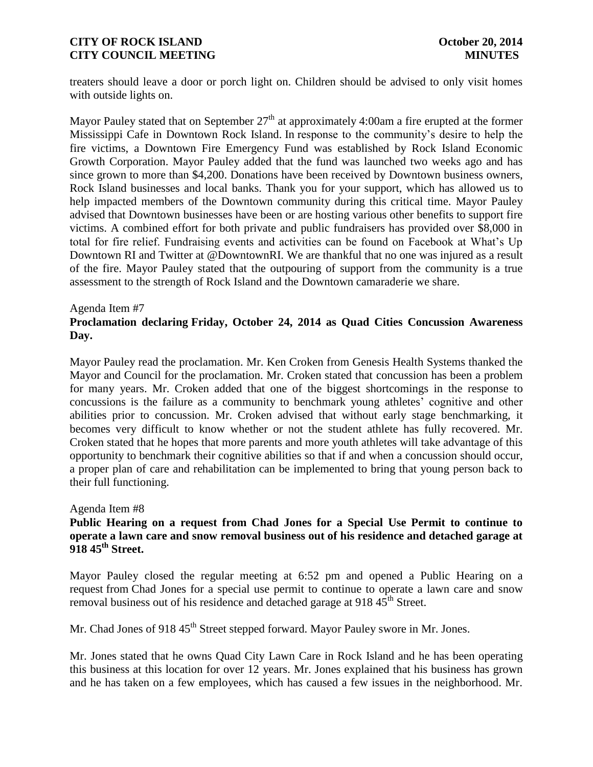treaters should leave a door or porch light on. Children should be advised to only visit homes with outside lights on.

Mayor Pauley stated that on September 27th at approximately 4:00am a fire erupted at the former Mississippi Cafe in Downtown Rock Island. In response to the community's desire to help the fire victims, a Downtown Fire Emergency Fund was established by Rock Island Economic Growth Corporation. Mayor Pauley added that the fund was launched two weeks ago and has since grown to more than $4,200. Donations have been received by Downtown business owners, Rock Island businesses and local banks. Thank you for your support, which has allowed us to help impacted members of the Downtown community during this critical time. Mayor Pauley advised that Downtown businesses have been or are hosting various other benefits to support fire victims. A combined effort for both private and public fundraisers has provided over $8,000 in total for fire relief. Fundraising events and activities can be found on Facebook at What's Up Downtown RI and Twitter at @DowntownRI. We are thankful that no one was injured as a result of the fire. Mayor Pauley stated that the outpouring of support from the community is a true assessment to the strength of Rock Island and the Downtown camaraderie we share.

Agenda Item #7

**Proclamation declaring Friday, October 24, 2014 as Quad Cities Concussion Awareness Day.**

Mayor Pauley read the proclamation. Mr. Ken Croken from Genesis Health Systems thanked the Mayor and Council for the proclamation. Mr. Croken stated that concussion has been a problem for many years. Mr. Croken added that one of the biggest shortcomings in the response to concussions is the failure as a community to benchmark young athletes' cognitive and other abilities prior to concussion. Mr. Croken advised that without early stage benchmarking, it becomes very difficult to know whether or not the student athlete has fully recovered. Mr. Croken stated that he hopes that more parents and more youth athletes will take advantage of this opportunity to benchmark their cognitive abilities so that if and when a concussion should occur, a proper plan of care and rehabilitation can be implemented to bring that young person back to their full functioning.

Agenda Item #8

**Public Hearing on a request from Chad Jones for a Special Use Permit to continue to operate a lawn care and snow removal business out of his residence and detached garage at 918 45th Street.**

Mayor Pauley closed the regular meeting at 6:52 pm and opened a Public Hearing on a request from Chad Jones for a special use permit to continue to operate a lawn care and snow removal business out of his residence and detached garage at 918 45th Street.

Mr. Chad Jones of 918 45th Street stepped forward. Mayor Pauley swore in Mr. Jones.

Mr. Jones stated that he owns Quad City Lawn Care in Rock Island and he has been operating this business at this location for over 12 years. Mr. Jones explained that his business has grown and he has taken on a few employees, which has caused a few issues in the neighborhood. Mr.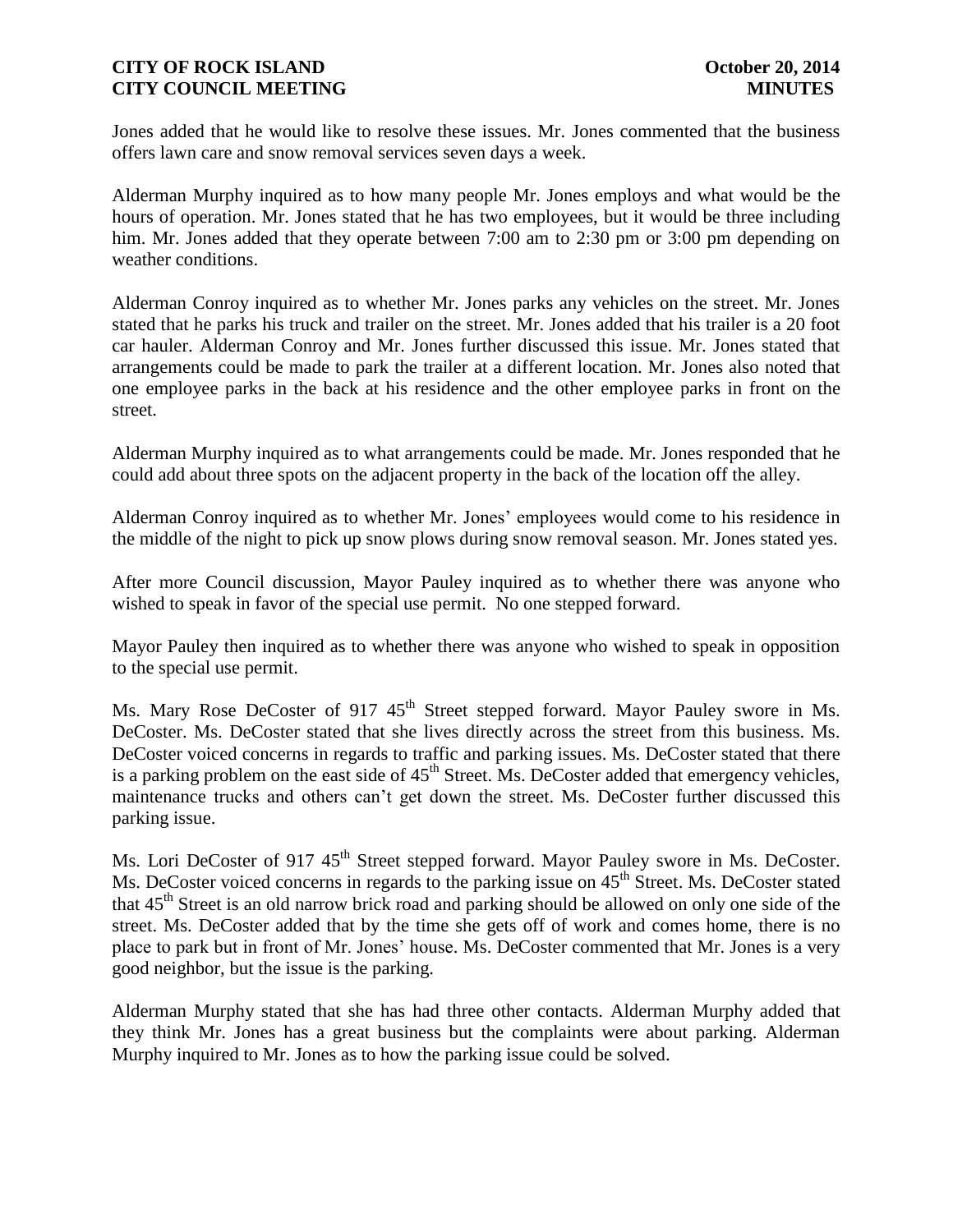Jones added that he would like to resolve these issues. Mr. Jones commented that the business offers lawn care and snow removal services seven days a week.

Alderman Murphy inquired as to how many people Mr. Jones employs and what would be the hours of operation. Mr. Jones stated that he has two employees, but it would be three including him. Mr. Jones added that they operate between 7:00 am to 2:30 pm or 3:00 pm depending on weather conditions.

Alderman Conroy inquired as to whether Mr. Jones parks any vehicles on the street. Mr. Jones stated that he parks his truck and trailer on the street. Mr. Jones added that his trailer is a 20 foot car hauler. Alderman Conroy and Mr. Jones further discussed this issue. Mr. Jones stated that arrangements could be made to park the trailer at a different location. Mr. Jones also noted that one employee parks in the back at his residence and the other employee parks in front on the street.

Alderman Murphy inquired as to what arrangements could be made. Mr. Jones responded that he could add about three spots on the adjacent property in the back of the location off the alley.

Alderman Conroy inquired as to whether Mr. Jones' employees would come to his residence in the middle of the night to pick up snow plows during snow removal season. Mr. Jones stated yes.

After more Council discussion, Mayor Pauley inquired as to whether there was anyone who wished to speak in favor of the special use permit. No one stepped forward.

Mayor Pauley then inquired as to whether there was anyone who wished to speak in opposition to the special use permit.

Ms. Mary Rose DeCoster of 917 45th Street stepped forward. Mayor Pauley swore in Ms. DeCoster. Ms. DeCoster stated that she lives directly across the street from this business. Ms. DeCoster voiced concerns in regards to traffic and parking issues. Ms. DeCoster stated that there is a parking problem on the east side of 45th Street. Ms. DeCoster added that emergency vehicles, maintenance trucks and others can't get down the street. Ms. DeCoster further discussed this parking issue.

Ms. Lori DeCoster of 917 45th Street stepped forward. Mayor Pauley swore in Ms. DeCoster. Ms. DeCoster voiced concerns in regards to the parking issue on 45th Street. Ms. DeCoster stated that 45th Street is an old narrow brick road and parking should be allowed on only one side of the street. Ms. DeCoster added that by the time she gets off of work and comes home, there is no place to park but in front of Mr. Jones' house. Ms. DeCoster commented that Mr. Jones is a very good neighbor, but the issue is the parking.

Alderman Murphy stated that she has had three other contacts. Alderman Murphy added that they think Mr. Jones has a great business but the complaints were about parking. Alderman Murphy inquired to Mr. Jones as to how the parking issue could be solved.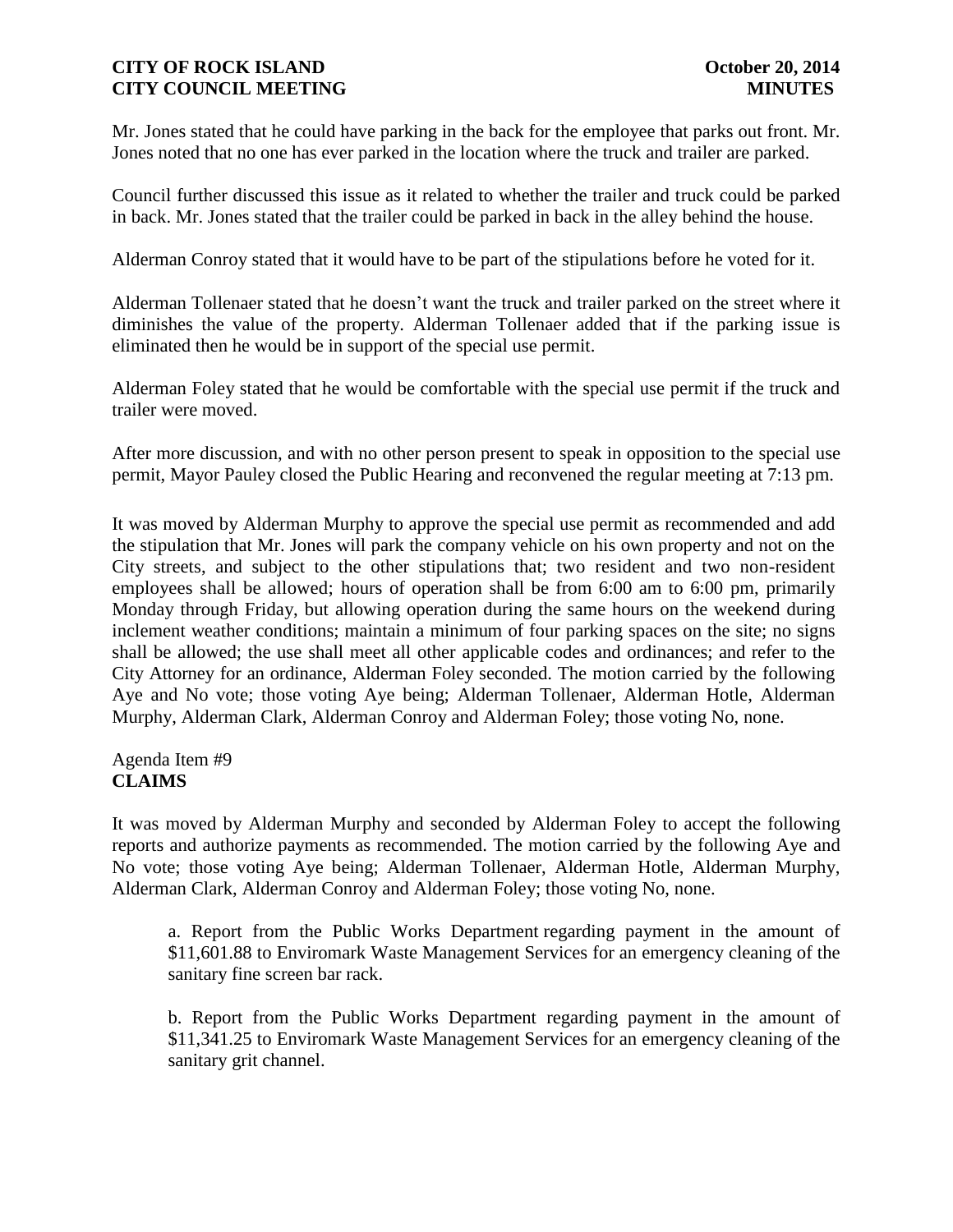Mr. Jones stated that he could have parking in the back for the employee that parks out front. Mr. Jones noted that no one has ever parked in the location where the truck and trailer are parked.

Council further discussed this issue as it related to whether the trailer and truck could be parked in back. Mr. Jones stated that the trailer could be parked in back in the alley behind the house.

Alderman Conroy stated that it would have to be part of the stipulations before he voted for it.

Alderman Tollenaer stated that he doesn't want the truck and trailer parked on the street where it diminishes the value of the property. Alderman Tollenaer added that if the parking issue is eliminated then he would be in support of the special use permit.

Alderman Foley stated that he would be comfortable with the special use permit if the truck and trailer were moved.

After more discussion, and with no other person present to speak in opposition to the special use permit, Mayor Pauley closed the Public Hearing and reconvened the regular meeting at 7:13 pm.

It was moved by Alderman Murphy to approve the special use permit as recommended and add the stipulation that Mr. Jones will park the company vehicle on his own property and not on the City streets, and subject to the other stipulations that; two resident and two non-resident employees shall be allowed; hours of operation shall be from 6:00 am to 6:00 pm, primarily Monday through Friday, but allowing operation during the same hours on the weekend during inclement weather conditions; maintain a minimum of four parking spaces on the site; no signs shall be allowed; the use shall meet all other applicable codes and ordinances; and refer to the City Attorney for an ordinance, Alderman Foley seconded. The motion carried by the following Aye and No vote; those voting Aye being; Alderman Tollenaer, Alderman Hotle, Alderman Murphy, Alderman Clark, Alderman Conroy and Alderman Foley; those voting No, none.

Agenda Item #9
**CLAIMS**

It was moved by Alderman Murphy and seconded by Alderman Foley to accept the following reports and authorize payments as recommended. The motion carried by the following Aye and No vote; those voting Aye being; Alderman Tollenaer, Alderman Hotle, Alderman Murphy, Alderman Clark, Alderman Conroy and Alderman Foley; those voting No, none.

a. Report from the Public Works Department regarding payment in the amount of $11,601.88 to Enviromark Waste Management Services for an emergency cleaning of the sanitary fine screen bar rack.

b. Report from the Public Works Department regarding payment in the amount of $11,341.25 to Enviromark Waste Management Services for an emergency cleaning of the sanitary grit channel.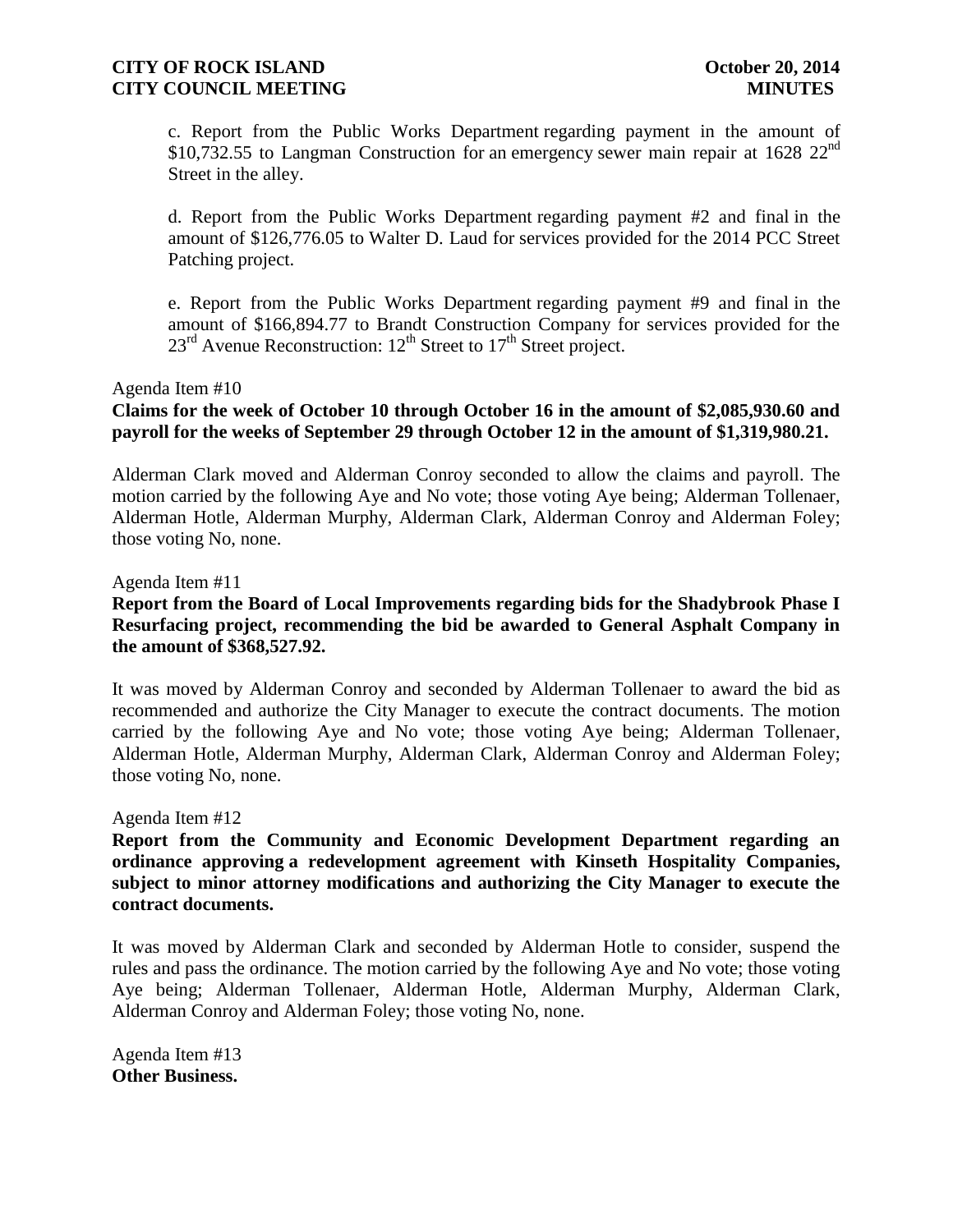c. Report from the Public Works Department regarding payment in the amount of \$10,732.55 to Langman Construction for an emergency sewer main repair at 1628 22nd Street in the alley.

d. Report from the Public Works Department regarding payment #2 and final in the amount of \$126,776.05 to Walter D. Laud for services provided for the 2014 PCC Street Patching project.

e. Report from the Public Works Department regarding payment #9 and final in the amount of \$166,894.77 to Brandt Construction Company for services provided for the 23rd Avenue Reconstruction: 12th Street to 17th Street project.

Agenda Item #10

**Claims for the week of October 10 through October 16 in the amount of \$2,085,930.60 and payroll for the weeks of September 29 through October 12 in the amount of \$1,319,980.21.**

Alderman Clark moved and Alderman Conroy seconded to allow the claims and payroll. The motion carried by the following Aye and No vote; those voting Aye being; Alderman Tollenaer, Alderman Hotle, Alderman Murphy, Alderman Clark, Alderman Conroy and Alderman Foley; those voting No, none.

Agenda Item #11

**Report from the Board of Local Improvements regarding bids for the Shadybrook Phase I Resurfacing project, recommending the bid be awarded to General Asphalt Company in the amount of \$368,527.92.**

It was moved by Alderman Conroy and seconded by Alderman Tollenaer to award the bid as recommended and authorize the City Manager to execute the contract documents. The motion carried by the following Aye and No vote; those voting Aye being; Alderman Tollenaer, Alderman Hotle, Alderman Murphy, Alderman Clark, Alderman Conroy and Alderman Foley; those voting No, none.

Agenda Item #12

**Report from the Community and Economic Development Department regarding an ordinance approving a redevelopment agreement with Kinseth Hospitality Companies, subject to minor attorney modifications and authorizing the City Manager to execute the contract documents.**

It was moved by Alderman Clark and seconded by Alderman Hotle to consider, suspend the rules and pass the ordinance. The motion carried by the following Aye and No vote; those voting Aye being; Alderman Tollenaer, Alderman Hotle, Alderman Murphy, Alderman Clark, Alderman Conroy and Alderman Foley; those voting No, none.

Agenda Item #13

**Other Business.**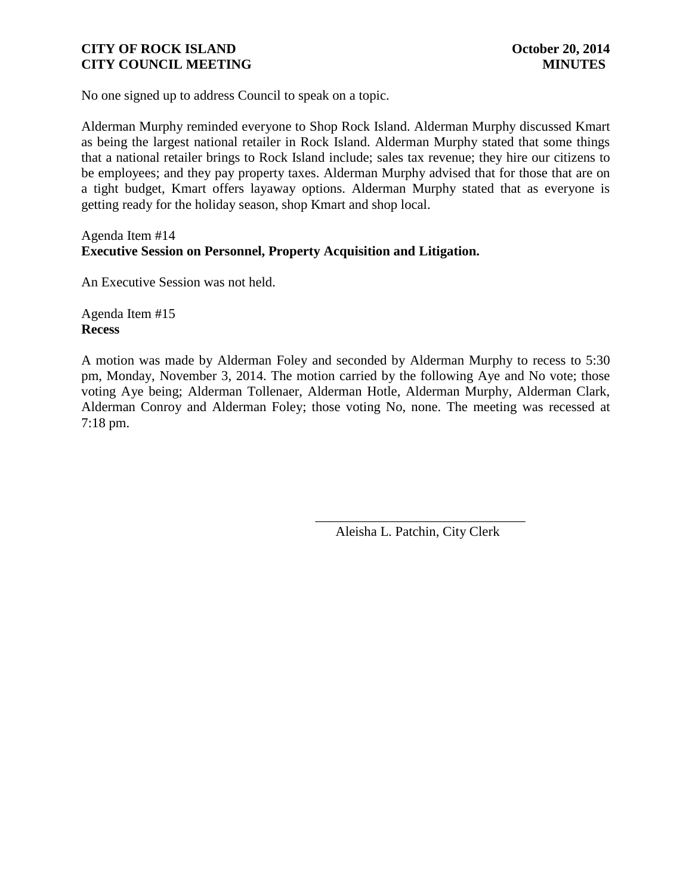No one signed up to address Council to speak on a topic.

Alderman Murphy reminded everyone to Shop Rock Island. Alderman Murphy discussed Kmart as being the largest national retailer in Rock Island. Alderman Murphy stated that some things that a national retailer brings to Rock Island include; sales tax revenue; they hire our citizens to be employees; and they pay property taxes. Alderman Murphy advised that for those that are on a tight budget, Kmart offers layaway options. Alderman Murphy stated that as everyone is getting ready for the holiday season, shop Kmart and shop local.

Agenda Item #14
**Executive Session on Personnel, Property Acquisition and Litigation.**

An Executive Session was not held.

Agenda Item #15
**Recess**

A motion was made by Alderman Foley and seconded by Alderman Murphy to recess to 5:30 pm, Monday, November 3, 2014. The motion carried by the following Aye and No vote; those voting Aye being; Alderman Tollenaer, Alderman Hotle, Alderman Murphy, Alderman Clark, Alderman Conroy and Alderman Foley; those voting No, none. The meeting was recessed at 7:18 pm.

\_\_\_\_\_\_\_\_\_\_\_\_\_\_\_\_\_\_\_\_\_\_\_\_\_\_\_\_\_\_\_
Aleisha L. Patchin, City Clerk